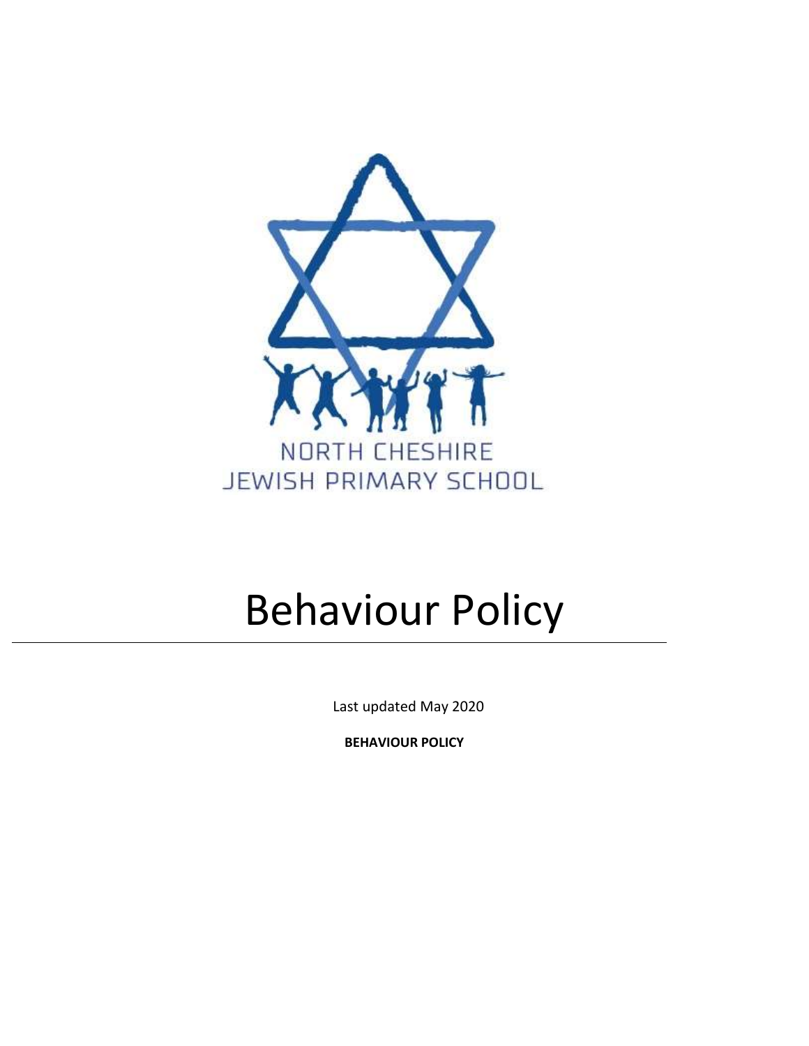NORTH CHESHIRE
JEWISH PRIMARY SCHOOL

# Behaviour Policy

Last updated May 2020

**BEHAVIOUR POLICY**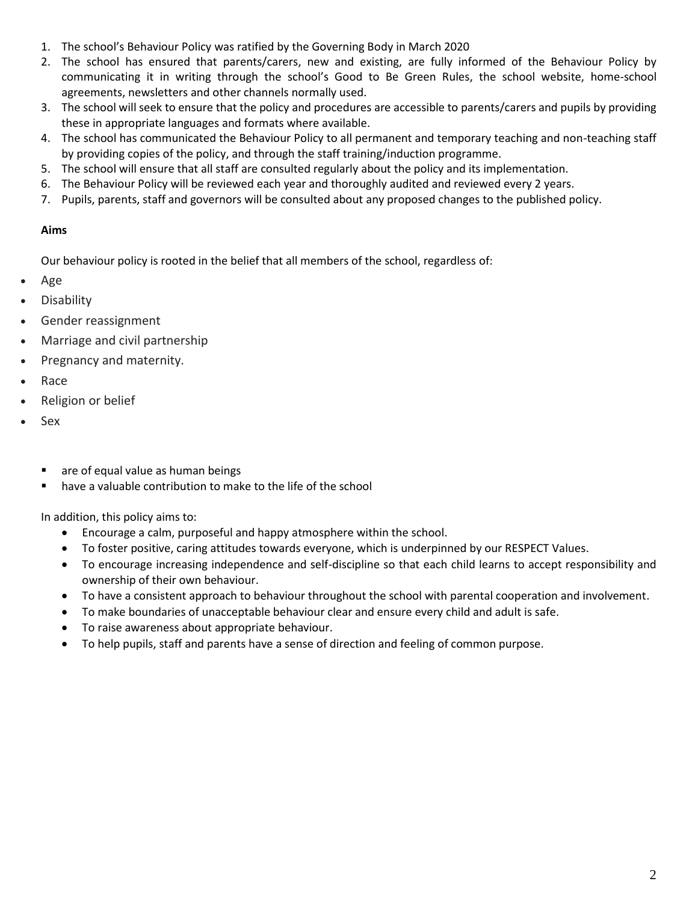1. The school's Behaviour Policy was ratified by the Governing Body in March 2020
2. The school has ensured that parents/carers, new and existing, are fully informed of the Behaviour Policy by communicating it in writing through the school's Good to Be Green Rules, the school website, home-school agreements, newsletters and other channels normally used.
3. The school will seek to ensure that the policy and procedures are accessible to parents/carers and pupils by providing these in appropriate languages and formats where available.
4. The school has communicated the Behaviour Policy to all permanent and temporary teaching and non-teaching staff by providing copies of the policy, and through the staff training/induction programme.
5. The school will ensure that all staff are consulted regularly about the policy and its implementation.
6. The Behaviour Policy will be reviewed each year and thoroughly audited and reviewed every 2 years.
7. Pupils, parents, staff and governors will be consulted about any proposed changes to the published policy.

**Aims**

Our behaviour policy is rooted in the belief that all members of the school, regardless of:

- Age
- Disability
- Gender reassignment
- Marriage and civil partnership
- Pregnancy and maternity.
- Race
- Religion or belief
- Sex

  - are of equal value as human beings
  - have a valuable contribution to make to the life of the school

In addition, this policy aims to:

- Encourage a calm, purposeful and happy atmosphere within the school.
- To foster positive, caring attitudes towards everyone, which is underpinned by our RESPECT Values.
- To encourage increasing independence and self-discipline so that each child learns to accept responsibility and ownership of their own behaviour.
- To have a consistent approach to behaviour throughout the school with parental cooperation and involvement.
- To make boundaries of unacceptable behaviour clear and ensure every child and adult is safe.
- To raise awareness about appropriate behaviour.
- To help pupils, staff and parents have a sense of direction and feeling of common purpose.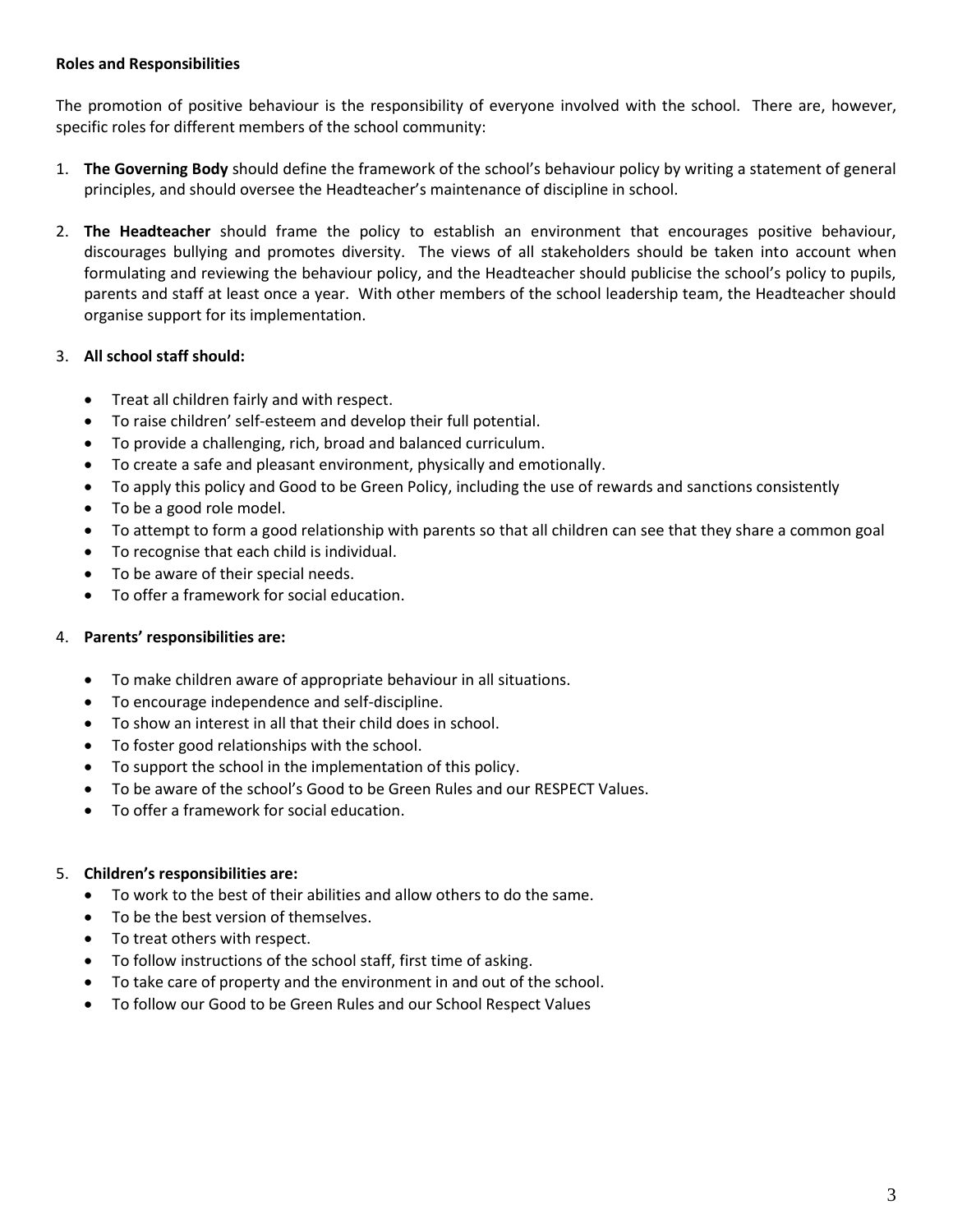**Roles and Responsibilities**

The promotion of positive behaviour is the responsibility of everyone involved with the school. There are, however, specific roles for different members of the school community:

1. **The Governing Body** should define the framework of the school's behaviour policy by writing a statement of general principles, and should oversee the Headteacher's maintenance of discipline in school.

2. **The Headteacher** should frame the policy to establish an environment that encourages positive behaviour, discourages bullying and promotes diversity. The views of all stakeholders should be taken into account when formulating and reviewing the behaviour policy, and the Headteacher should publicise the school's policy to pupils, parents and staff at least once a year. With other members of the school leadership team, the Headteacher should organise support for its implementation.

3. **All school staff should:**

    - Treat all children fairly and with respect.
    - To raise children' self-esteem and develop their full potential.
    - To provide a challenging, rich, broad and balanced curriculum.
    - To create a safe and pleasant environment, physically and emotionally.
    - To apply this policy and Good to be Green Policy, including the use of rewards and sanctions consistently
    - To be a good role model.
    - To attempt to form a good relationship with parents so that all children can see that they share a common goal
    - To recognise that each child is individual.
    - To be aware of their special needs.
    - To offer a framework for social education.

4. **Parents' responsibilities are:**

    - To make children aware of appropriate behaviour in all situations.
    - To encourage independence and self-discipline.
    - To show an interest in all that their child does in school.
    - To foster good relationships with the school.
    - To support the school in the implementation of this policy.
    - To be aware of the school's Good to be Green Rules and our RESPECT Values.
    - To offer a framework for social education.

5. **Children's responsibilities are:**

    - To work to the best of their abilities and allow others to do the same.
    - To be the best version of themselves.
    - To treat others with respect.
    - To follow instructions of the school staff, first time of asking.
    - To take care of property and the environment in and out of the school.
    - To follow our Good to be Green Rules and our School Respect Values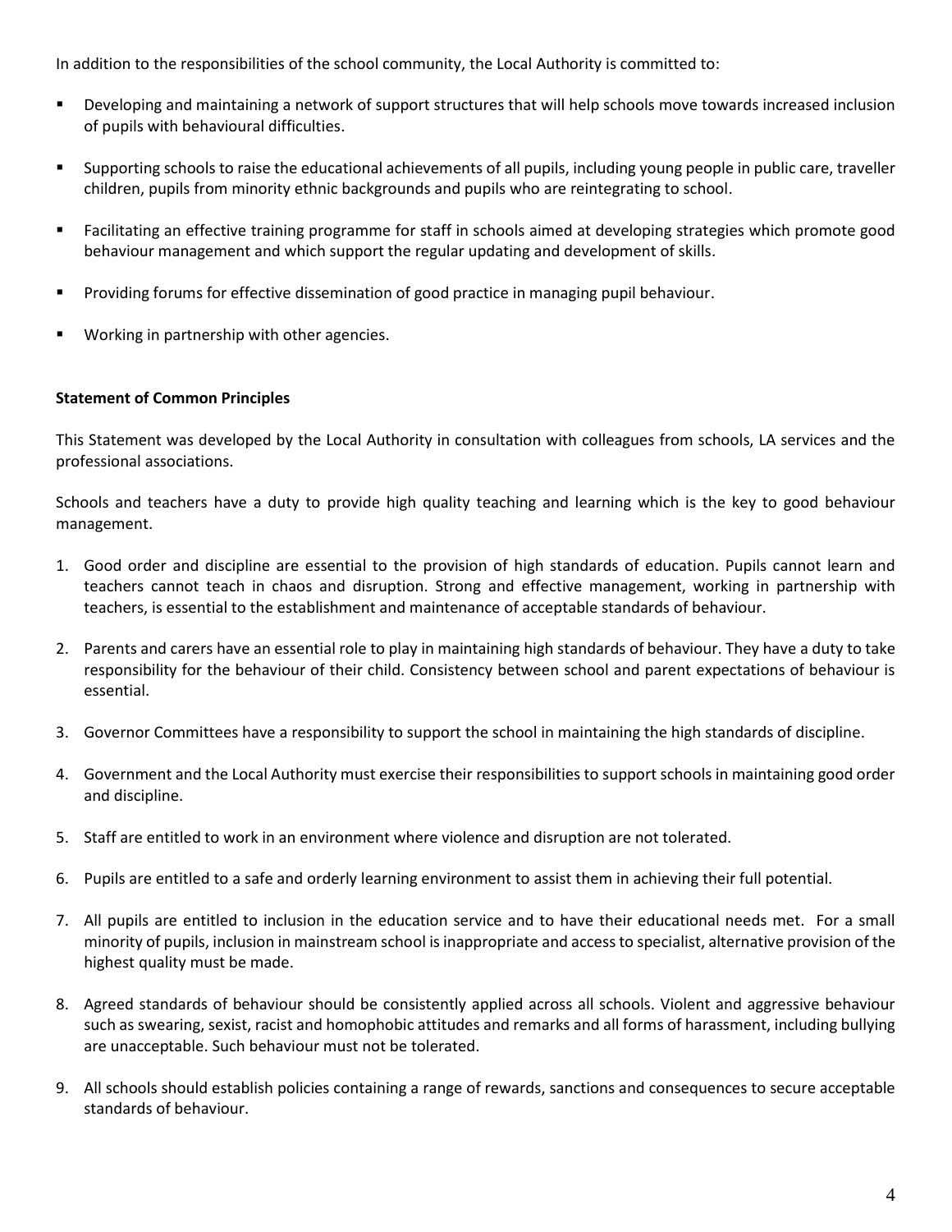In addition to the responsibilities of the school community, the Local Authority is committed to:

- Developing and maintaining a network of support structures that will help schools move towards increased inclusion of pupils with behavioural difficulties.
- Supporting schools to raise the educational achievements of all pupils, including young people in public care, traveller children, pupils from minority ethnic backgrounds and pupils who are reintegrating to school.
- Facilitating an effective training programme for staff in schools aimed at developing strategies which promote good behaviour management and which support the regular updating and development of skills.
- Providing forums for effective dissemination of good practice in managing pupil behaviour.
- Working in partnership with other agencies.

**Statement of Common Principles**

This Statement was developed by the Local Authority in consultation with colleagues from schools, LA services and the professional associations.

Schools and teachers have a duty to provide high quality teaching and learning which is the key to good behaviour management.

1. Good order and discipline are essential to the provision of high standards of education. Pupils cannot learn and teachers cannot teach in chaos and disruption. Strong and effective management, working in partnership with teachers, is essential to the establishment and maintenance of acceptable standards of behaviour.
2. Parents and carers have an essential role to play in maintaining high standards of behaviour. They have a duty to take responsibility for the behaviour of their child. Consistency between school and parent expectations of behaviour is essential.
3. Governor Committees have a responsibility to support the school in maintaining the high standards of discipline.
4. Government and the Local Authority must exercise their responsibilities to support schools in maintaining good order and discipline.
5. Staff are entitled to work in an environment where violence and disruption are not tolerated.
6. Pupils are entitled to a safe and orderly learning environment to assist them in achieving their full potential.
7. All pupils are entitled to inclusion in the education service and to have their educational needs met. For a small minority of pupils, inclusion in mainstream school is inappropriate and access to specialist, alternative provision of the highest quality must be made.
8. Agreed standards of behaviour should be consistently applied across all schools. Violent and aggressive behaviour such as swearing, sexist, racist and homophobic attitudes and remarks and all forms of harassment, including bullying are unacceptable. Such behaviour must not be tolerated.
9. All schools should establish policies containing a range of rewards, sanctions and consequences to secure acceptable standards of behaviour.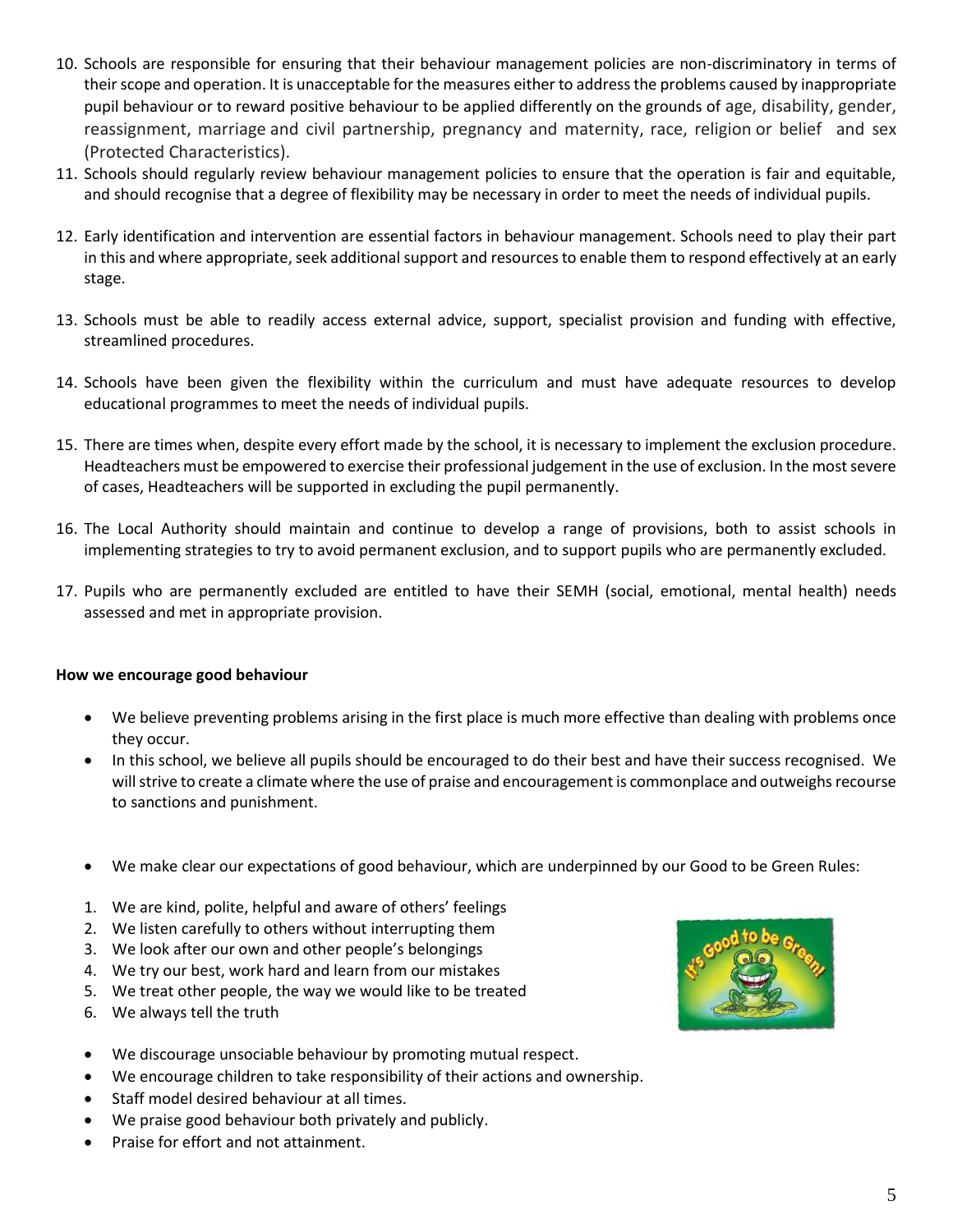10. Schools are responsible for ensuring that their behaviour management policies are non-discriminatory in terms of their scope and operation. It is unacceptable for the measures either to address the problems caused by inappropriate pupil behaviour or to reward positive behaviour to be applied differently on the grounds of age, disability, gender, reassignment, marriage and civil partnership, pregnancy and maternity, race, religion or belief and sex (Protected Characteristics).
11. Schools should regularly review behaviour management policies to ensure that the operation is fair and equitable, and should recognise that a degree of flexibility may be necessary in order to meet the needs of individual pupils.
12. Early identification and intervention are essential factors in behaviour management. Schools need to play their part in this and where appropriate, seek additional support and resources to enable them to respond effectively at an early stage.
13. Schools must be able to readily access external advice, support, specialist provision and funding with effective, streamlined procedures.
14. Schools have been given the flexibility within the curriculum and must have adequate resources to develop educational programmes to meet the needs of individual pupils.
15. There are times when, despite every effort made by the school, it is necessary to implement the exclusion procedure. Headteachers must be empowered to exercise their professional judgement in the use of exclusion. In the most severe of cases, Headteachers will be supported in excluding the pupil permanently.
16. The Local Authority should maintain and continue to develop a range of provisions, both to assist schools in implementing strategies to try to avoid permanent exclusion, and to support pupils who are permanently excluded.
17. Pupils who are permanently excluded are entitled to have their SEMH (social, emotional, mental health) needs assessed and met in appropriate provision.

**How we encourage good behaviour**

- We believe preventing problems arising in the first place is much more effective than dealing with problems once they occur.
- In this school, we believe all pupils should be encouraged to do their best and have their success recognised. We will strive to create a climate where the use of praise and encouragement is commonplace and outweighs recourse to sanctions and punishment.
- We make clear our expectations of good behaviour, which are underpinned by our Good to be Green Rules:

1. We are kind, polite, helpful and aware of others' feelings
2. We listen carefully to others without interrupting them
3. We look after our own and other people's belongings
4. We try our best, work hard and learn from our mistakes
5. We treat other people, the way we would like to be treated
6. We always tell the truth

- We discourage unsociable behaviour by promoting mutual respect.
- We encourage children to take responsibility of their actions and ownership.
- Staff model desired behaviour at all times.
- We praise good behaviour both privately and publicly.
- Praise for effort and not attainment.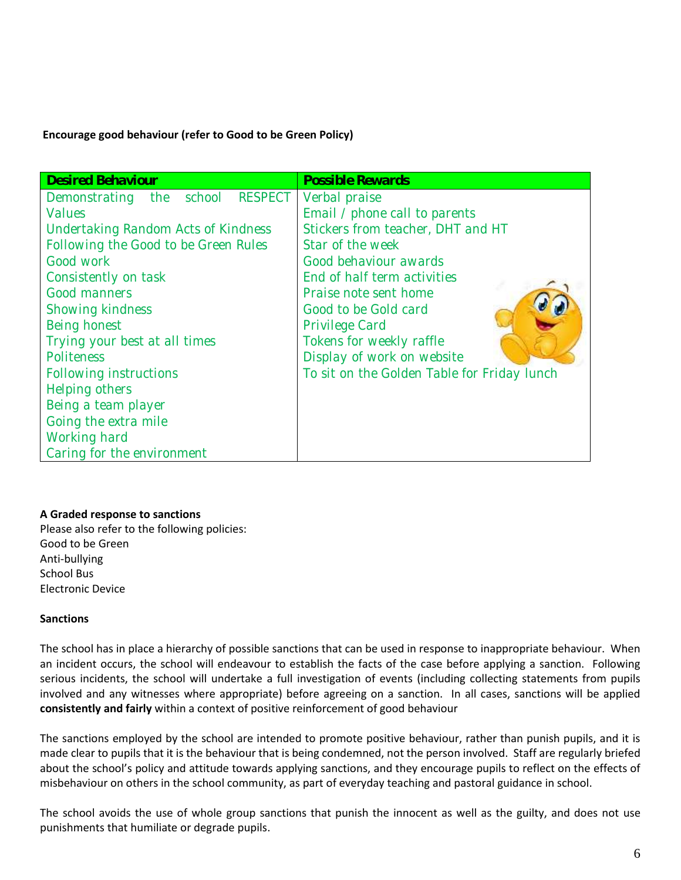**Encourage good behaviour (refer to Good to be Green Policy)**

| Desired Behaviour | Possible Rewards |
|---|---|
| Demonstrating the school RESPECT Values | Verbal praise |
| Undertaking Random Acts of Kindness | Email / phone call to parents |
| Following the Good to be Green Rules | Stickers from teacher, DHT and HT |
| Good work | Star of the week |
| Consistently on task | Good behaviour awards |
| Good manners | End of half term activities |
| Showing kindness | Praise note sent home |
| Being honest | Good to be Gold card |
| Trying your best at all times | Privilege Card |
| Politeness | Tokens for weekly raffle |
| Following instructions | Display of work on website |
| Helping others | To sit on the Golden Table for Friday lunch |
| Being a team player | |
| Going the extra mile | |
| Working hard | |
| Caring for the environment | |

**A Graded response to sanctions**

Please also refer to the following policies:
Good to be Green
Anti-bullying
School Bus
Electronic Device

**Sanctions**

The school has in place a hierarchy of possible sanctions that can be used in response to inappropriate behaviour. When an incident occurs, the school will endeavour to establish the facts of the case before applying a sanction. Following serious incidents, the school will undertake a full investigation of events (including collecting statements from pupils involved and any witnesses where appropriate) before agreeing on a sanction. In all cases, sanctions will be applied **consistently and fairly** within a context of positive reinforcement of good behaviour

The sanctions employed by the school are intended to promote positive behaviour, rather than punish pupils, and it is made clear to pupils that it is the behaviour that is being condemned, not the person involved. Staff are regularly briefed about the school's policy and attitude towards applying sanctions, and they encourage pupils to reflect on the effects of misbehaviour on others in the school community, as part of everyday teaching and pastoral guidance in school.

The school avoids the use of whole group sanctions that punish the innocent as well as the guilty, and does not use punishments that humiliate or degrade pupils.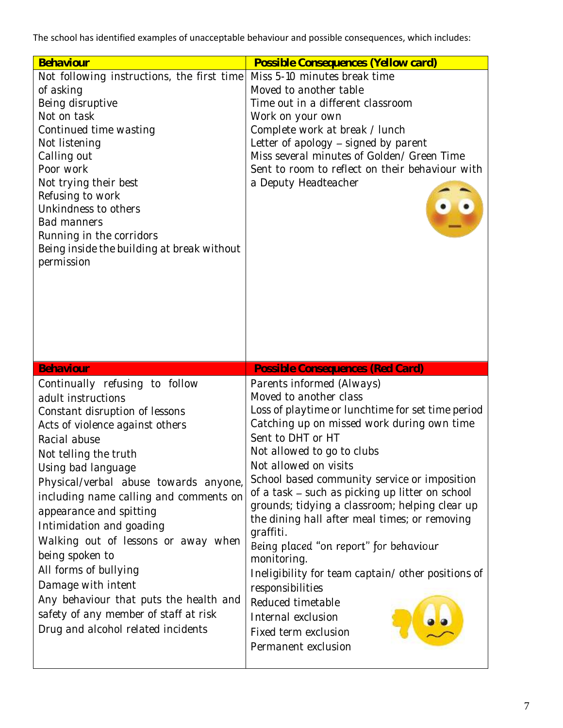The school has identified examples of unacceptable behaviour and possible consequences, which includes:

| Behaviour | Possible Consequences (Yellow card) |
| --- | --- |
| Not following instructions, the first time of asking<br>Being disruptive<br>Not on task<br>Continued time wasting<br>Not listening<br>Calling out<br>Poor work<br>Not trying their best<br>Refusing to work<br>Unkindness to others<br>Bad manners<br>Running in the corridors<br>Being inside the building at break without permission | Miss 5-10 minutes break time<br>Moved to another table<br>Time out in a different classroom<br>Work on your own<br>Complete work at break / lunch<br>Letter of apology – signed by parent<br>Miss several minutes of Golden/ Green Time<br>Sent to room to reflect on their behaviour with a Deputy Headteacher |

| Behaviour | Possible Consequences (Red Card) |
| --- | --- |
| Continually refusing to follow adult instructions<br>Constant disruption of lessons<br>Acts of violence against others<br>Racial abuse<br>Not telling the truth<br>Using bad language<br>Physical/verbal abuse towards anyone, including name calling and comments on appearance and spitting<br>Intimidation and goading<br>Walking out of lessons or away when being spoken to<br>All forms of bullying<br>Damage with intent<br>Any behaviour that puts the health and safety of any member of staff at risk<br>Drug and alcohol related incidents | Parents informed (Always)<br>Moved to another class<br>Loss of playtime or lunchtime for set time period<br>Catching up on missed work during own time<br>Sent to DHT or HT<br>Not allowed to go to clubs<br>Not allowed on visits<br>School based community service or imposition of a task – such as picking up litter on school grounds; tidying a classroom; helping clear up the dining hall after meal times; or removing graffiti.<br>Being placed "on report" for behaviour monitoring.<br>Ineligibility for team captain/ other positions of responsibilities<br>Reduced timetable<br>Internal exclusion<br>Fixed term exclusion<br>Permanent exclusion |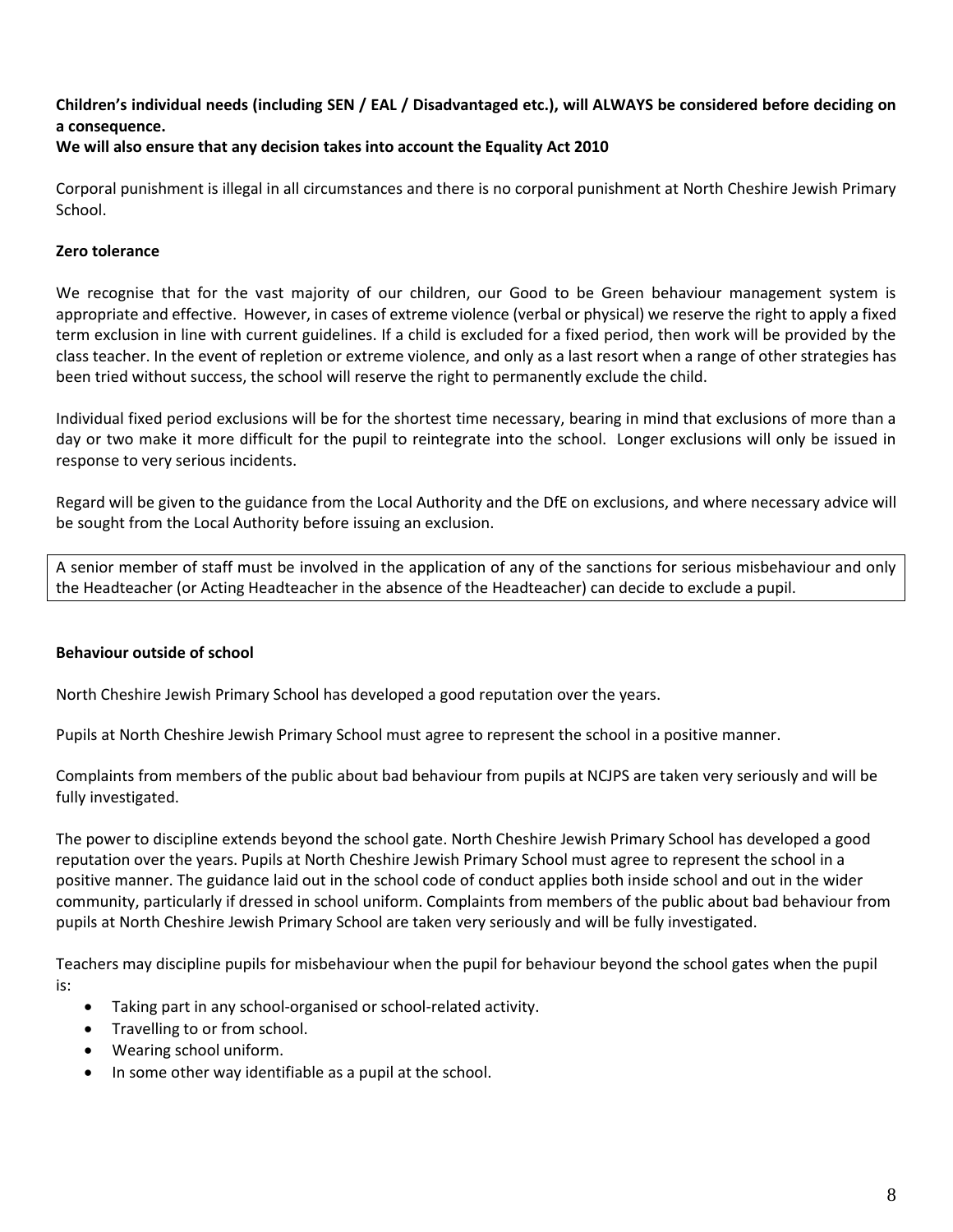**Children's individual needs (including SEN / EAL / Disadvantaged etc.), will ALWAYS be considered before deciding on a consequence.**

**We will also ensure that any decision takes into account the Equality Act 2010**

Corporal punishment is illegal in all circumstances and there is no corporal punishment at North Cheshire Jewish Primary School.

**Zero tolerance**

We recognise that for the vast majority of our children, our Good to be Green behaviour management system is appropriate and effective. However, in cases of extreme violence (verbal or physical) we reserve the right to apply a fixed term exclusion in line with current guidelines. If a child is excluded for a fixed period, then work will be provided by the class teacher. In the event of repletion or extreme violence, and only as a last resort when a range of other strategies has been tried without success, the school will reserve the right to permanently exclude the child.

Individual fixed period exclusions will be for the shortest time necessary, bearing in mind that exclusions of more than a day or two make it more difficult for the pupil to reintegrate into the school. Longer exclusions will only be issued in response to very serious incidents.

Regard will be given to the guidance from the Local Authority and the DfE on exclusions, and where necessary advice will be sought from the Local Authority before issuing an exclusion.

A senior member of staff must be involved in the application of any of the sanctions for serious misbehaviour and only the Headteacher (or Acting Headteacher in the absence of the Headteacher) can decide to exclude a pupil.

**Behaviour outside of school**

North Cheshire Jewish Primary School has developed a good reputation over the years.

Pupils at North Cheshire Jewish Primary School must agree to represent the school in a positive manner.

Complaints from members of the public about bad behaviour from pupils at NCJPS are taken very seriously and will be fully investigated.

The power to discipline extends beyond the school gate. North Cheshire Jewish Primary School has developed a good reputation over the years. Pupils at North Cheshire Jewish Primary School must agree to represent the school in a positive manner. The guidance laid out in the school code of conduct applies both inside school and out in the wider community, particularly if dressed in school uniform. Complaints from members of the public about bad behaviour from pupils at North Cheshire Jewish Primary School are taken very seriously and will be fully investigated.

Teachers may discipline pupils for misbehaviour when the pupil for behaviour beyond the school gates when the pupil is:

- Taking part in any school-organised or school-related activity.
- Travelling to or from school.
- Wearing school uniform.
- In some other way identifiable as a pupil at the school.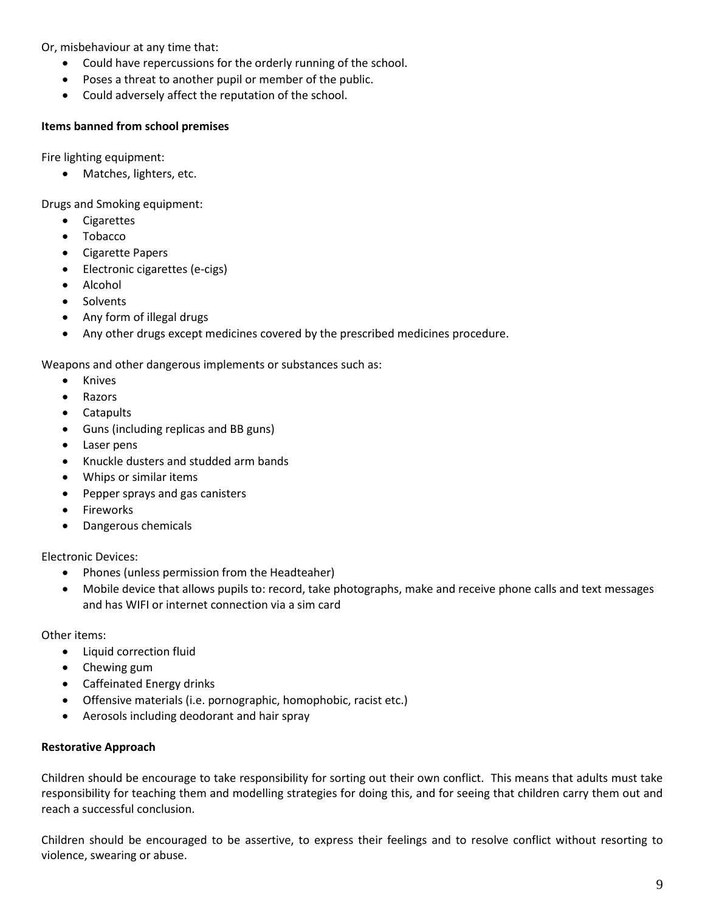Or, misbehaviour at any time that:

- Could have repercussions for the orderly running of the school.
- Poses a threat to another pupil or member of the public.
- Could adversely affect the reputation of the school.

**Items banned from school premises**

Fire lighting equipment:

- Matches, lighters, etc.

Drugs and Smoking equipment:

- Cigarettes
- Tobacco
- Cigarette Papers
- Electronic cigarettes (e-cigs)
- Alcohol
- Solvents
- Any form of illegal drugs
- Any other drugs except medicines covered by the prescribed medicines procedure.

Weapons and other dangerous implements or substances such as:

- Knives
- Razors
- Catapults
- Guns (including replicas and BB guns)
- Laser pens
- Knuckle dusters and studded arm bands
- Whips or similar items
- Pepper sprays and gas canisters
- Fireworks
- Dangerous chemicals

Electronic Devices:

- Phones (unless permission from the Headteaher)
- Mobile device that allows pupils to: record, take photographs, make and receive phone calls and text messages and has WIFI or internet connection via a sim card

Other items:

- Liquid correction fluid
- Chewing gum
- Caffeinated Energy drinks
- Offensive materials (i.e. pornographic, homophobic, racist etc.)
- Aerosols including deodorant and hair spray

**Restorative Approach**

Children should be encourage to take responsibility for sorting out their own conflict. This means that adults must take responsibility for teaching them and modelling strategies for doing this, and for seeing that children carry them out and reach a successful conclusion.

Children should be encouraged to be assertive, to express their feelings and to resolve conflict without resorting to violence, swearing or abuse.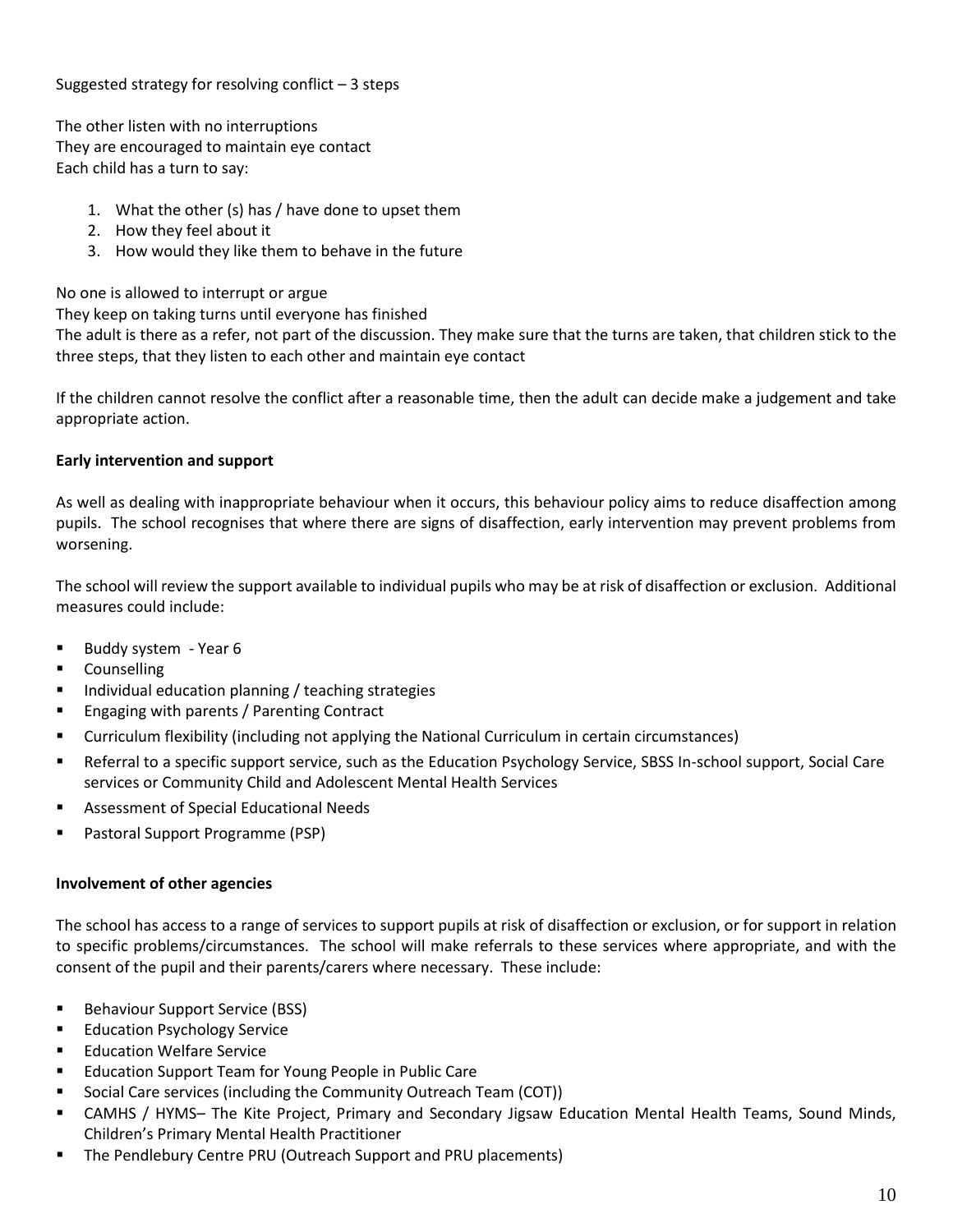Suggested strategy for resolving conflict – 3 steps

The other listen with no interruptions
They are encouraged to maintain eye contact
Each child has a turn to say:

1. What the other (s) has / have done to upset them
2. How they feel about it
3. How would they like them to behave in the future

No one is allowed to interrupt or argue
They keep on taking turns until everyone has finished
The adult is there as a refer, not part of the discussion. They make sure that the turns are taken, that children stick to the three steps, that they listen to each other and maintain eye contact

If the children cannot resolve the conflict after a reasonable time, then the adult can decide make a judgement and take appropriate action.

**Early intervention and support**

As well as dealing with inappropriate behaviour when it occurs, this behaviour policy aims to reduce disaffection among pupils. The school recognises that where there are signs of disaffection, early intervention may prevent problems from worsening.

The school will review the support available to individual pupils who may be at risk of disaffection or exclusion. Additional measures could include:

- Buddy system - Year 6
- Counselling
- Individual education planning / teaching strategies
- Engaging with parents / Parenting Contract
- Curriculum flexibility (including not applying the National Curriculum in certain circumstances)
- Referral to a specific support service, such as the Education Psychology Service, SBSS In-school support, Social Care services or Community Child and Adolescent Mental Health Services
- Assessment of Special Educational Needs
- Pastoral Support Programme (PSP)

**Involvement of other agencies**

The school has access to a range of services to support pupils at risk of disaffection or exclusion, or for support in relation to specific problems/circumstances. The school will make referrals to these services where appropriate, and with the consent of the pupil and their parents/carers where necessary. These include:

- Behaviour Support Service (BSS)
- Education Psychology Service
- Education Welfare Service
- Education Support Team for Young People in Public Care
- Social Care services (including the Community Outreach Team (COT))
- CAMHS / HYMS– The Kite Project, Primary and Secondary Jigsaw Education Mental Health Teams, Sound Minds, Children's Primary Mental Health Practitioner
- The Pendlebury Centre PRU (Outreach Support and PRU placements)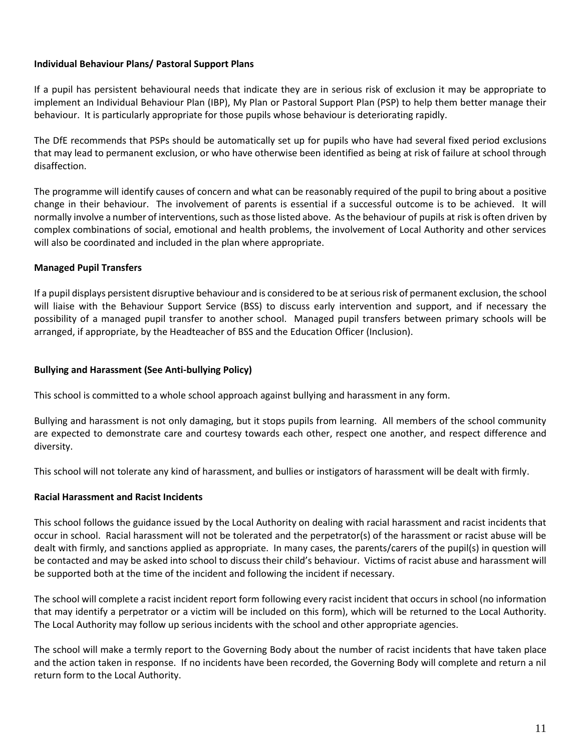**Individual Behaviour Plans/ Pastoral Support Plans**

If a pupil has persistent behavioural needs that indicate they are in serious risk of exclusion it may be appropriate to implement an Individual Behaviour Plan (IBP), My Plan or Pastoral Support Plan (PSP) to help them better manage their behaviour. It is particularly appropriate for those pupils whose behaviour is deteriorating rapidly.

The DfE recommends that PSPs should be automatically set up for pupils who have had several fixed period exclusions that may lead to permanent exclusion, or who have otherwise been identified as being at risk of failure at school through disaffection.

The programme will identify causes of concern and what can be reasonably required of the pupil to bring about a positive change in their behaviour. The involvement of parents is essential if a successful outcome is to be achieved. It will normally involve a number of interventions, such as those listed above. As the behaviour of pupils at risk is often driven by complex combinations of social, emotional and health problems, the involvement of Local Authority and other services will also be coordinated and included in the plan where appropriate.

**Managed Pupil Transfers**

If a pupil displays persistent disruptive behaviour and is considered to be at serious risk of permanent exclusion, the school will liaise with the Behaviour Support Service (BSS) to discuss early intervention and support, and if necessary the possibility of a managed pupil transfer to another school. Managed pupil transfers between primary schools will be arranged, if appropriate, by the Headteacher of BSS and the Education Officer (Inclusion).

**Bullying and Harassment (See Anti-bullying Policy)**

This school is committed to a whole school approach against bullying and harassment in any form.

Bullying and harassment is not only damaging, but it stops pupils from learning. All members of the school community are expected to demonstrate care and courtesy towards each other, respect one another, and respect difference and diversity.

This school will not tolerate any kind of harassment, and bullies or instigators of harassment will be dealt with firmly.

**Racial Harassment and Racist Incidents**

This school follows the guidance issued by the Local Authority on dealing with racial harassment and racist incidents that occur in school. Racial harassment will not be tolerated and the perpetrator(s) of the harassment or racist abuse will be dealt with firmly, and sanctions applied as appropriate. In many cases, the parents/carers of the pupil(s) in question will be contacted and may be asked into school to discuss their child's behaviour. Victims of racist abuse and harassment will be supported both at the time of the incident and following the incident if necessary.

The school will complete a racist incident report form following every racist incident that occurs in school (no information that may identify a perpetrator or a victim will be included on this form), which will be returned to the Local Authority. The Local Authority may follow up serious incidents with the school and other appropriate agencies.

The school will make a termly report to the Governing Body about the number of racist incidents that have taken place and the action taken in response. If no incidents have been recorded, the Governing Body will complete and return a nil return form to the Local Authority.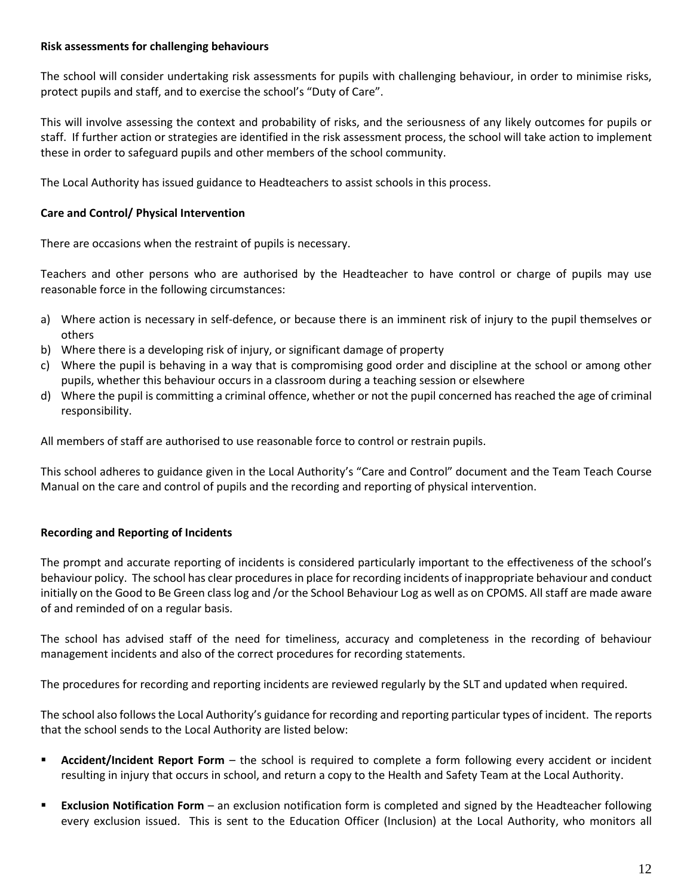**Risk assessments for challenging behaviours**

The school will consider undertaking risk assessments for pupils with challenging behaviour, in order to minimise risks, protect pupils and staff, and to exercise the school's "Duty of Care".

This will involve assessing the context and probability of risks, and the seriousness of any likely outcomes for pupils or staff. If further action or strategies are identified in the risk assessment process, the school will take action to implement these in order to safeguard pupils and other members of the school community.

The Local Authority has issued guidance to Headteachers to assist schools in this process.

**Care and Control/ Physical Intervention**

There are occasions when the restraint of pupils is necessary.

Teachers and other persons who are authorised by the Headteacher to have control or charge of pupils may use reasonable force in the following circumstances:

a) Where action is necessary in self-defence, or because there is an imminent risk of injury to the pupil themselves or others
b) Where there is a developing risk of injury, or significant damage of property
c) Where the pupil is behaving in a way that is compromising good order and discipline at the school or among other pupils, whether this behaviour occurs in a classroom during a teaching session or elsewhere
d) Where the pupil is committing a criminal offence, whether or not the pupil concerned has reached the age of criminal responsibility.

All members of staff are authorised to use reasonable force to control or restrain pupils.

This school adheres to guidance given in the Local Authority's "Care and Control" document and the Team Teach Course Manual on the care and control of pupils and the recording and reporting of physical intervention.

**Recording and Reporting of Incidents**

The prompt and accurate reporting of incidents is considered particularly important to the effectiveness of the school's behaviour policy. The school has clear procedures in place for recording incidents of inappropriate behaviour and conduct initially on the Good to Be Green class log and /or the School Behaviour Log as well as on CPOMS. All staff are made aware of and reminded of on a regular basis.

The school has advised staff of the need for timeliness, accuracy and completeness in the recording of behaviour management incidents and also of the correct procedures for recording statements.

The procedures for recording and reporting incidents are reviewed regularly by the SLT and updated when required.

The school also follows the Local Authority's guidance for recording and reporting particular types of incident. The reports that the school sends to the Local Authority are listed below:

- **Accident/Incident Report Form** – the school is required to complete a form following every accident or incident resulting in injury that occurs in school, and return a copy to the Health and Safety Team at the Local Authority.
- **Exclusion Notification Form** – an exclusion notification form is completed and signed by the Headteacher following every exclusion issued. This is sent to the Education Officer (Inclusion) at the Local Authority, who monitors all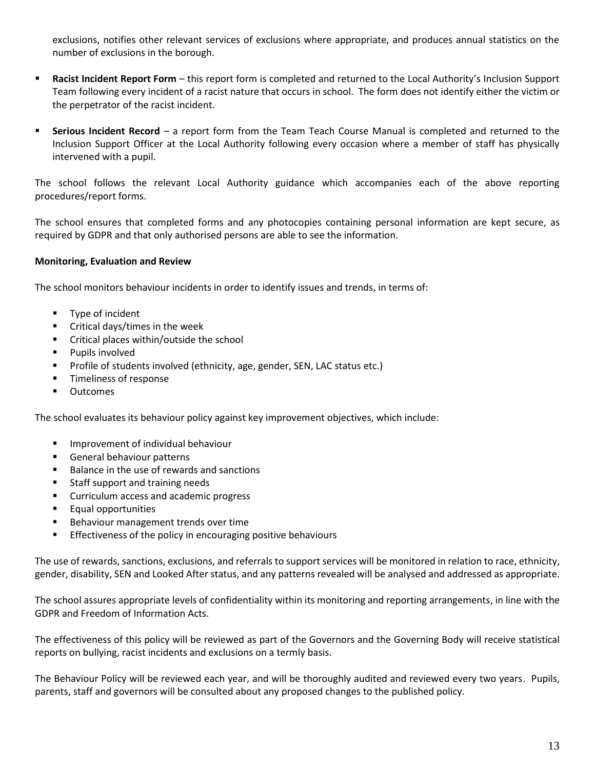exclusions, notifies other relevant services of exclusions where appropriate, and produces annual statistics on the number of exclusions in the borough.

- **Racist Incident Report Form** – this report form is completed and returned to the Local Authority's Inclusion Support Team following every incident of a racist nature that occurs in school. The form does not identify either the victim or the perpetrator of the racist incident.

- **Serious Incident Record** – a report form from the Team Teach Course Manual is completed and returned to the Inclusion Support Officer at the Local Authority following every occasion where a member of staff has physically intervened with a pupil.

The school follows the relevant Local Authority guidance which accompanies each of the above reporting procedures/report forms.

The school ensures that completed forms and any photocopies containing personal information are kept secure, as required by GDPR and that only authorised persons are able to see the information.

**Monitoring, Evaluation and Review**

The school monitors behaviour incidents in order to identify issues and trends, in terms of:

- Type of incident
- Critical days/times in the week
- Critical places within/outside the school
- Pupils involved
- Profile of students involved (ethnicity, age, gender, SEN, LAC status etc.)
- Timeliness of response
- Outcomes

The school evaluates its behaviour policy against key improvement objectives, which include:

- Improvement of individual behaviour
- General behaviour patterns
- Balance in the use of rewards and sanctions
- Staff support and training needs
- Curriculum access and academic progress
- Equal opportunities
- Behaviour management trends over time
- Effectiveness of the policy in encouraging positive behaviours

The use of rewards, sanctions, exclusions, and referrals to support services will be monitored in relation to race, ethnicity, gender, disability, SEN and Looked After status, and any patterns revealed will be analysed and addressed as appropriate.

The school assures appropriate levels of confidentiality within its monitoring and reporting arrangements, in line with the GDPR and Freedom of Information Acts.

The effectiveness of this policy will be reviewed as part of the Governors and the Governing Body will receive statistical reports on bullying, racist incidents and exclusions on a termly basis.

The Behaviour Policy will be reviewed each year, and will be thoroughly audited and reviewed every two years. Pupils, parents, staff and governors will be consulted about any proposed changes to the published policy.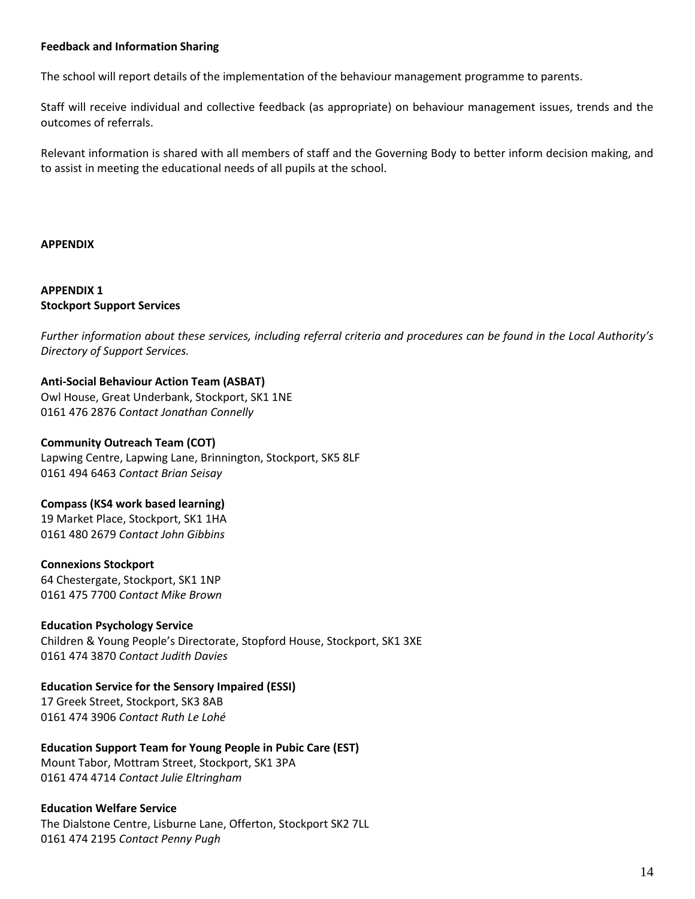**Feedback and Information Sharing**

The school will report details of the implementation of the behaviour management programme to parents.

Staff will receive individual and collective feedback (as appropriate) on behaviour management issues, trends and the outcomes of referrals.

Relevant information is shared with all members of staff and the Governing Body to better inform decision making, and to assist in meeting the educational needs of all pupils at the school.

## APPENDIX

### APPENDIX 1
### Stockport Support Services

*Further information about these services, including referral criteria and procedures can be found in the Local Authority's Directory of Support Services.*

**Anti-Social Behaviour Action Team (ASBAT)**
Owl House, Great Underbank, Stockport, SK1 1NE
0161 476 2876 *Contact Jonathan Connelly*

**Community Outreach Team (COT)**
Lapwing Centre, Lapwing Lane, Brinnington, Stockport, SK5 8LF
0161 494 6463 *Contact Brian Seisay*

**Compass (KS4 work based learning)**
19 Market Place, Stockport, SK1 1HA
0161 480 2679 *Contact John Gibbins*

**Connexions Stockport**
64 Chestergate, Stockport, SK1 1NP
0161 475 7700 *Contact Mike Brown*

**Education Psychology Service**
Children & Young People's Directorate, Stopford House, Stockport, SK1 3XE
0161 474 3870 *Contact Judith Davies*

**Education Service for the Sensory Impaired (ESSI)**
17 Greek Street, Stockport, SK3 8AB
0161 474 3906 *Contact Ruth Le Lohé*

**Education Support Team for Young People in Pubic Care (EST)**
Mount Tabor, Mottram Street, Stockport, SK1 3PA
0161 474 4714 *Contact Julie Eltringham*

**Education Welfare Service**
The Dialstone Centre, Lisburne Lane, Offerton, Stockport SK2 7LL
0161 474 2195 *Contact Penny Pugh*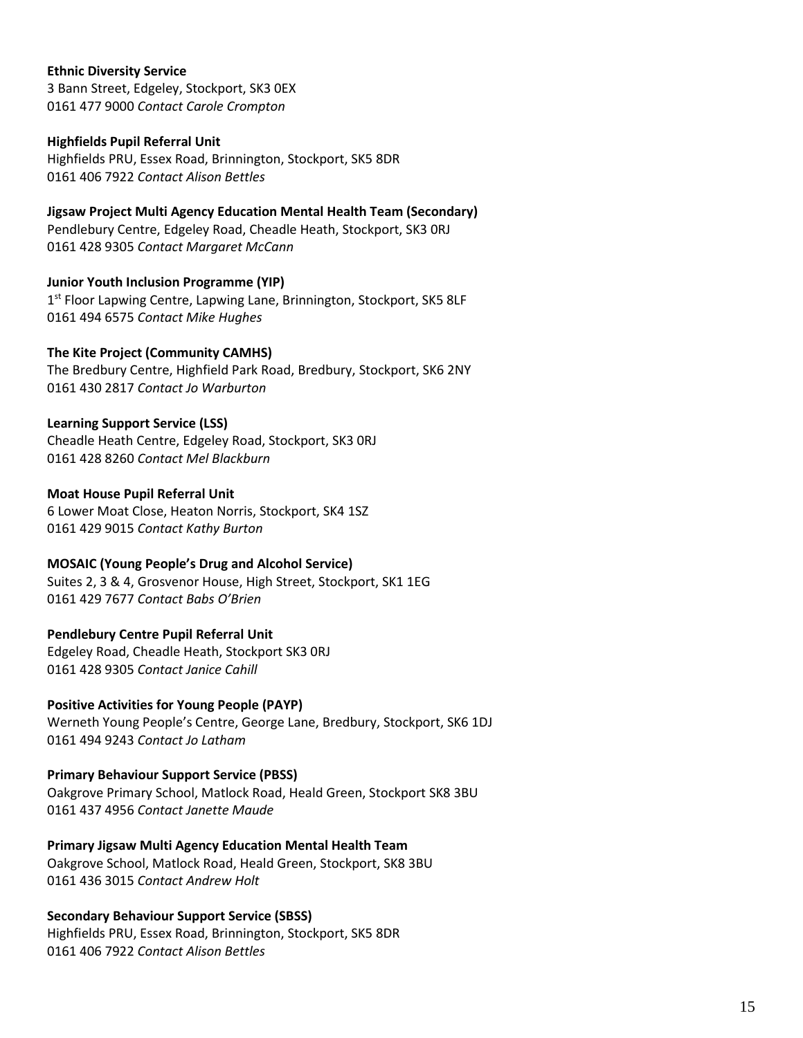**Ethnic Diversity Service**
3 Bann Street, Edgeley, Stockport, SK3 0EX
0161 477 9000 *Contact Carole Crompton*

**Highfields Pupil Referral Unit**
Highfields PRU, Essex Road, Brinnington, Stockport, SK5 8DR
0161 406 7922 *Contact Alison Bettles*

**Jigsaw Project Multi Agency Education Mental Health Team (Secondary)**
Pendlebury Centre, Edgeley Road, Cheadle Heath, Stockport, SK3 0RJ
0161 428 9305 *Contact Margaret McCann*

**Junior Youth Inclusion Programme (YIP)**
1st Floor Lapwing Centre, Lapwing Lane, Brinnington, Stockport, SK5 8LF
0161 494 6575 *Contact Mike Hughes*

**The Kite Project (Community CAMHS)**
The Bredbury Centre, Highfield Park Road, Bredbury, Stockport, SK6 2NY
0161 430 2817 *Contact Jo Warburton*

**Learning Support Service (LSS)**
Cheadle Heath Centre, Edgeley Road, Stockport, SK3 0RJ
0161 428 8260 *Contact Mel Blackburn*

**Moat House Pupil Referral Unit**
6 Lower Moat Close, Heaton Norris, Stockport, SK4 1SZ
0161 429 9015 *Contact Kathy Burton*

**MOSAIC (Young People's Drug and Alcohol Service)**
Suites 2, 3 & 4, Grosvenor House, High Street, Stockport, SK1 1EG
0161 429 7677 *Contact Babs O'Brien*

**Pendlebury Centre Pupil Referral Unit**
Edgeley Road, Cheadle Heath, Stockport SK3 0RJ
0161 428 9305 *Contact Janice Cahill*

**Positive Activities for Young People (PAYP)**
Werneth Young People's Centre, George Lane, Bredbury, Stockport, SK6 1DJ
0161 494 9243 *Contact Jo Latham*

**Primary Behaviour Support Service (PBSS)**
Oakgrove Primary School, Matlock Road, Heald Green, Stockport SK8 3BU
0161 437 4956 *Contact Janette Maude*

**Primary Jigsaw Multi Agency Education Mental Health Team**
Oakgrove School, Matlock Road, Heald Green, Stockport, SK8 3BU
0161 436 3015 *Contact Andrew Holt*

**Secondary Behaviour Support Service (SBSS)**
Highfields PRU, Essex Road, Brinnington, Stockport, SK5 8DR
0161 406 7922 *Contact Alison Bettles*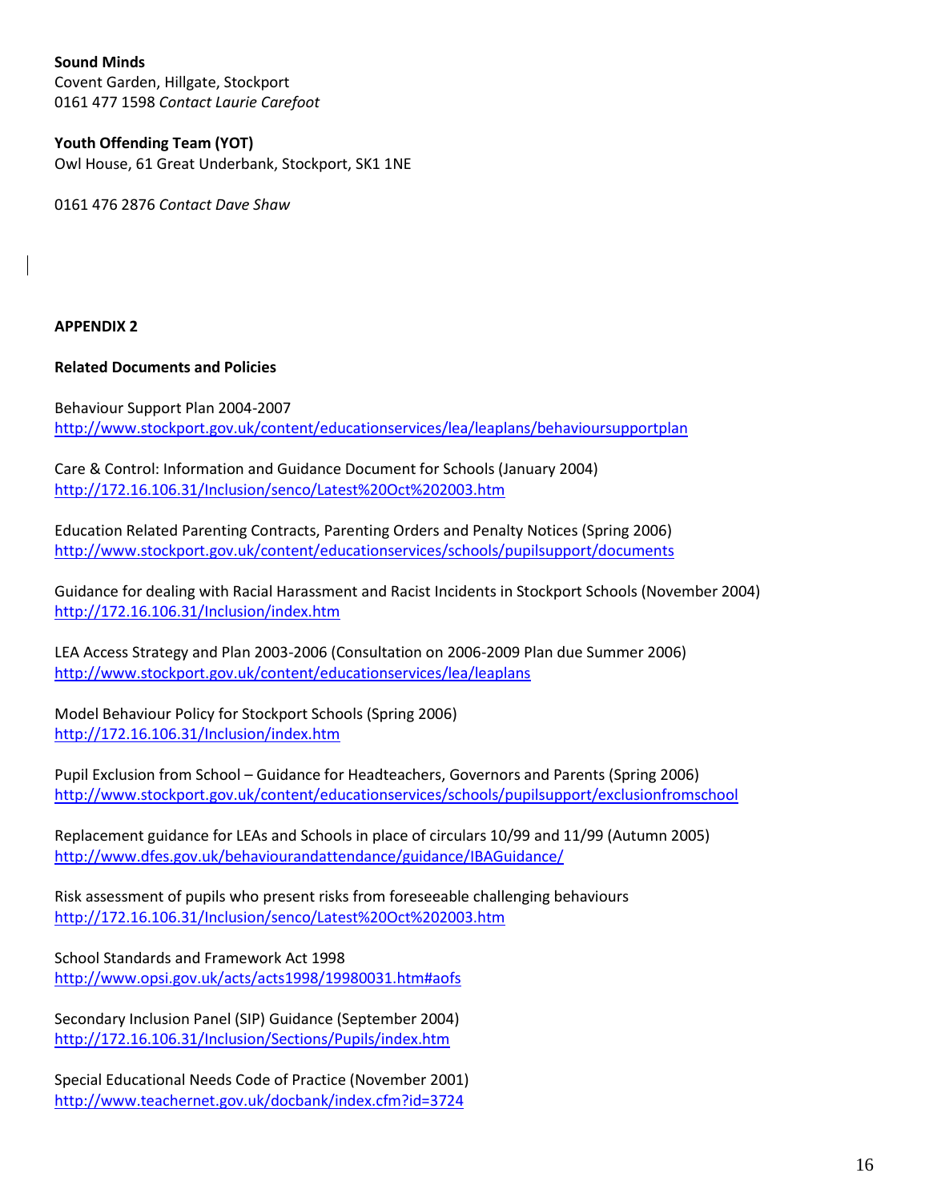**Sound Minds**
Covent Garden, Hillgate, Stockport
0161 477 1598 *Contact Laurie Carefoot*

**Youth Offending Team (YOT)**
Owl House, 61 Great Underbank, Stockport, SK1 1NE

0161 476 2876 *Contact Dave Shaw*

**APPENDIX 2**

**Related Documents and Policies**

Behaviour Support Plan 2004-2007
http://www.stockport.gov.uk/content/educationservices/lea/leaplans/behavioursupportplan

Care & Control: Information and Guidance Document for Schools (January 2004)
http://172.16.106.31/Inclusion/senco/Latest%20Oct%202003.htm

Education Related Parenting Contracts, Parenting Orders and Penalty Notices (Spring 2006)
http://www.stockport.gov.uk/content/educationservices/schools/pupilsupport/documents

Guidance for dealing with Racial Harassment and Racist Incidents in Stockport Schools (November 2004)
http://172.16.106.31/Inclusion/index.htm

LEA Access Strategy and Plan 2003-2006 (Consultation on 2006-2009 Plan due Summer 2006)
http://www.stockport.gov.uk/content/educationservices/lea/leaplans

Model Behaviour Policy for Stockport Schools (Spring 2006)
http://172.16.106.31/Inclusion/index.htm

Pupil Exclusion from School – Guidance for Headteachers, Governors and Parents (Spring 2006)
http://www.stockport.gov.uk/content/educationservices/schools/pupilsupport/exclusionfromschool

Replacement guidance for LEAs and Schools in place of circulars 10/99 and 11/99 (Autumn 2005)
http://www.dfes.gov.uk/behaviourandattendance/guidance/IBAGuidance/

Risk assessment of pupils who present risks from foreseeable challenging behaviours
http://172.16.106.31/Inclusion/senco/Latest%20Oct%202003.htm

School Standards and Framework Act 1998
http://www.opsi.gov.uk/acts/acts1998/19980031.htm#aofs

Secondary Inclusion Panel (SIP) Guidance (September 2004)
http://172.16.106.31/Inclusion/Sections/Pupils/index.htm

Special Educational Needs Code of Practice (November 2001)
http://www.teachernet.gov.uk/docbank/index.cfm?id=3724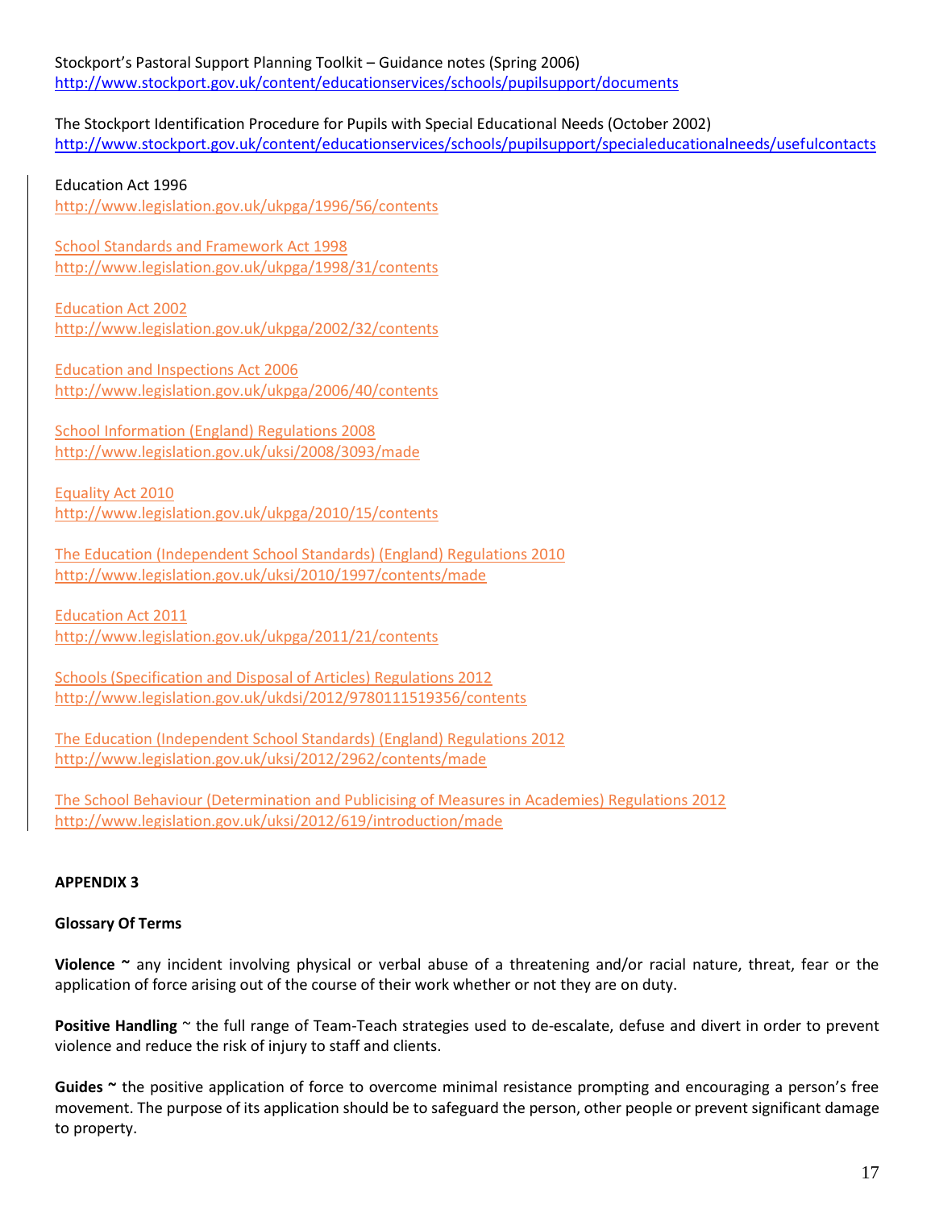Stockport's Pastoral Support Planning Toolkit – Guidance notes (Spring 2006)
http://www.stockport.gov.uk/content/educationservices/schools/pupilsupport/documents

The Stockport Identification Procedure for Pupils with Special Educational Needs (October 2002)
http://www.stockport.gov.uk/content/educationservices/schools/pupilsupport/specialeducationalneeds/usefulcontacts

Education Act 1996
http://www.legislation.gov.uk/ukpga/1996/56/contents

School Standards and Framework Act 1998
http://www.legislation.gov.uk/ukpga/1998/31/contents

Education Act 2002
http://www.legislation.gov.uk/ukpga/2002/32/contents

Education and Inspections Act 2006
http://www.legislation.gov.uk/ukpga/2006/40/contents

School Information (England) Regulations 2008
http://www.legislation.gov.uk/uksi/2008/3093/made

Equality Act 2010
http://www.legislation.gov.uk/ukpga/2010/15/contents

The Education (Independent School Standards) (England) Regulations 2010
http://www.legislation.gov.uk/uksi/2010/1997/contents/made

Education Act 2011
http://www.legislation.gov.uk/ukpga/2011/21/contents

Schools (Specification and Disposal of Articles) Regulations 2012
http://www.legislation.gov.uk/ukdsi/2012/9780111519356/contents

The Education (Independent School Standards) (England) Regulations 2012
http://www.legislation.gov.uk/uksi/2012/2962/contents/made

The School Behaviour (Determination and Publicising of Measures in Academies) Regulations 2012
http://www.legislation.gov.uk/uksi/2012/619/introduction/made

**APPENDIX 3**

**Glossary Of Terms**

**Violence ~** any incident involving physical or verbal abuse of a threatening and/or racial nature, threat, fear or the application of force arising out of the course of their work whether or not they are on duty.

**Positive Handling** ~ the full range of Team-Teach strategies used to de-escalate, defuse and divert in order to prevent violence and reduce the risk of injury to staff and clients.

**Guides ~** the positive application of force to overcome minimal resistance prompting and encouraging a person's free movement. The purpose of its application should be to safeguard the person, other people or prevent significant damage to property.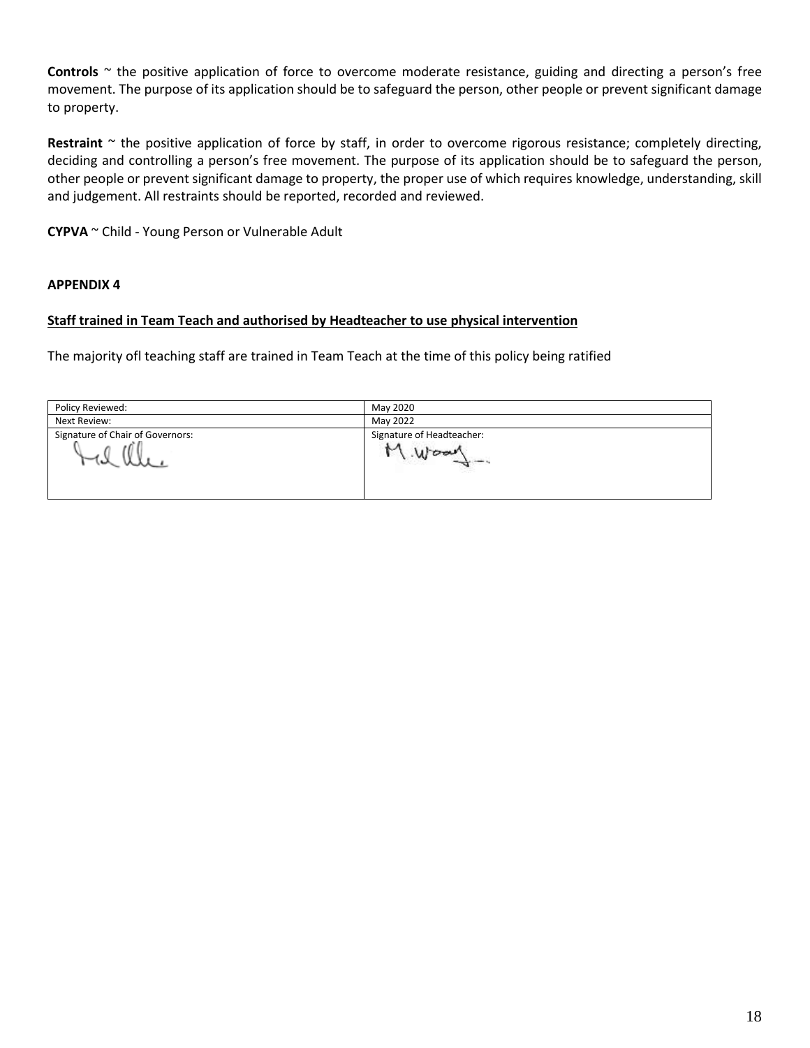**Controls** ~ the positive application of force to overcome moderate resistance, guiding and directing a person's free movement. The purpose of its application should be to safeguard the person, other people or prevent significant damage to property.

**Restraint** ~ the positive application of force by staff, in order to overcome rigorous resistance; completely directing, deciding and controlling a person's free movement. The purpose of its application should be to safeguard the person, other people or prevent significant damage to property, the proper use of which requires knowledge, understanding, skill and judgement. All restraints should be reported, recorded and reviewed.

**CYPVA** ~ Child - Young Person or Vulnerable Adult

**APPENDIX 4**

**Staff trained in Team Teach and authorised by Headteacher to use physical intervention**

The majority ofl teaching staff are trained in Team Teach at the time of this policy being ratified

| | |
|---|---|
| Policy Reviewed: | May 2020 |
| Next Review: | May 2022 |
| Signature of Chair of Governors: | Signature of Headteacher: |